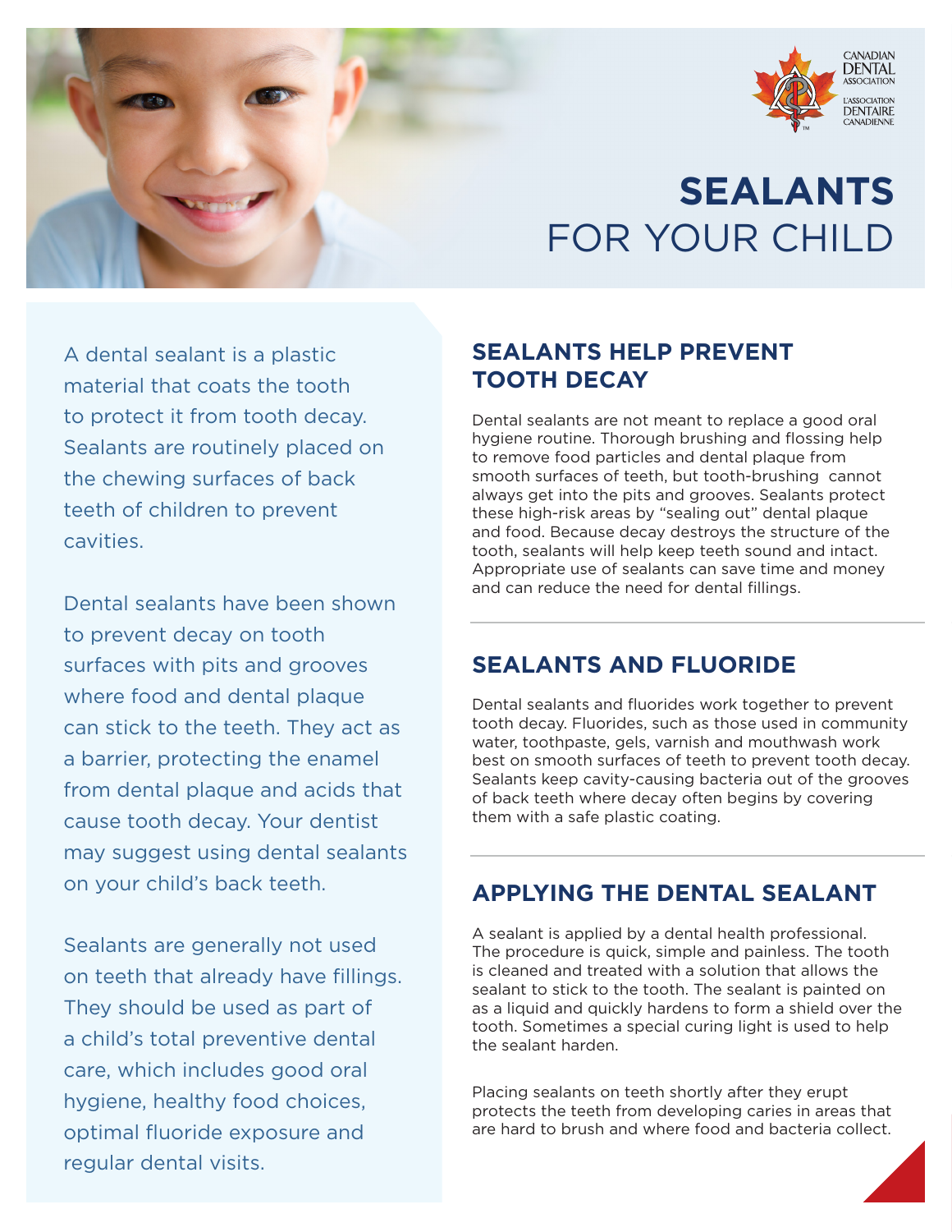CANADIAN DENTAL ASSOCIATION
L'ASSOCIATION DENTAIRE CANADIENNE

# SEALANTS FOR YOUR CHILD

A dental sealant is a plastic material that coats the tooth to protect it from tooth decay. Sealants are routinely placed on the chewing surfaces of back teeth of children to prevent cavities.

Dental sealants have been shown to prevent decay on tooth surfaces with pits and grooves where food and dental plaque can stick to the teeth. They act as a barrier, protecting the enamel from dental plaque and acids that cause tooth decay. Your dentist may suggest using dental sealants on your child's back teeth.

Sealants are generally not used on teeth that already have fillings. They should be used as part of a child's total preventive dental care, which includes good oral hygiene, healthy food choices, optimal fluoride exposure and regular dental visits.

## SEALANTS HELP PREVENT TOOTH DECAY

Dental sealants are not meant to replace a good oral hygiene routine. Thorough brushing and flossing help to remove food particles and dental plaque from smooth surfaces of teeth, but tooth-brushing cannot always get into the pits and grooves. Sealants protect these high-risk areas by "sealing out" dental plaque and food. Because decay destroys the structure of the tooth, sealants will help keep teeth sound and intact. Appropriate use of sealants can save time and money and can reduce the need for dental fillings.

## SEALANTS AND FLUORIDE

Dental sealants and fluorides work together to prevent tooth decay. Fluorides, such as those used in community water, toothpaste, gels, varnish and mouthwash work best on smooth surfaces of teeth to prevent tooth decay. Sealants keep cavity-causing bacteria out of the grooves of back teeth where decay often begins by covering them with a safe plastic coating.

## APPLYING THE DENTAL SEALANT

A sealant is applied by a dental health professional. The procedure is quick, simple and painless. The tooth is cleaned and treated with a solution that allows the sealant to stick to the tooth. The sealant is painted on as a liquid and quickly hardens to form a shield over the tooth. Sometimes a special curing light is used to help the sealant harden.

Placing sealants on teeth shortly after they erupt protects the teeth from developing caries in areas that are hard to brush and where food and bacteria collect.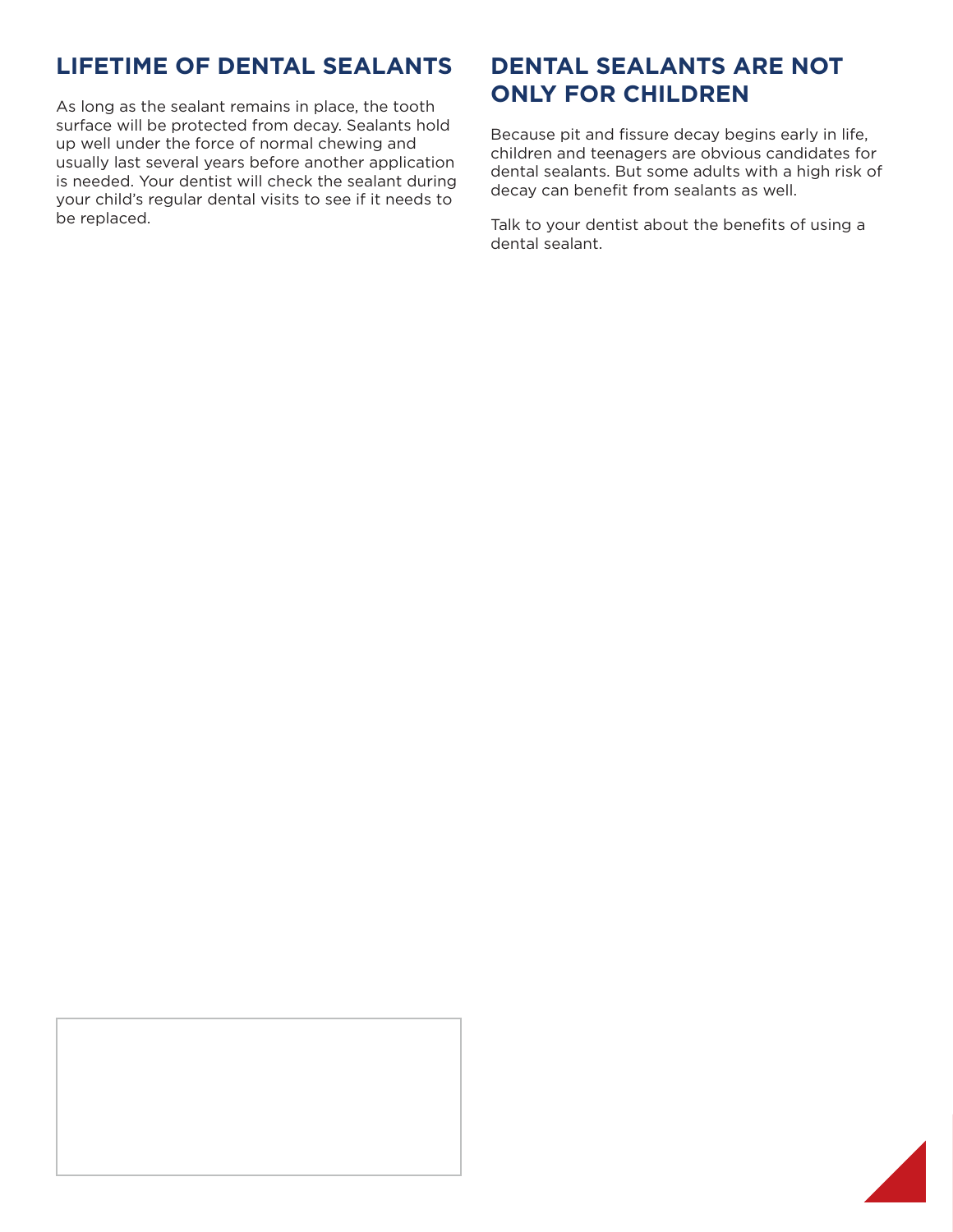## LIFETIME OF DENTAL SEALANTS

As long as the sealant remains in place, the tooth surface will be protected from decay. Sealants hold up well under the force of normal chewing and usually last several years before another application is needed. Your dentist will check the sealant during your child's regular dental visits to see if it needs to be replaced.

## DENTAL SEALANTS ARE NOT ONLY FOR CHILDREN

Because pit and fissure decay begins early in life, children and teenagers are obvious candidates for dental sealants. But some adults with a high risk of decay can benefit from sealants as well.

Talk to your dentist about the benefits of using a dental sealant.